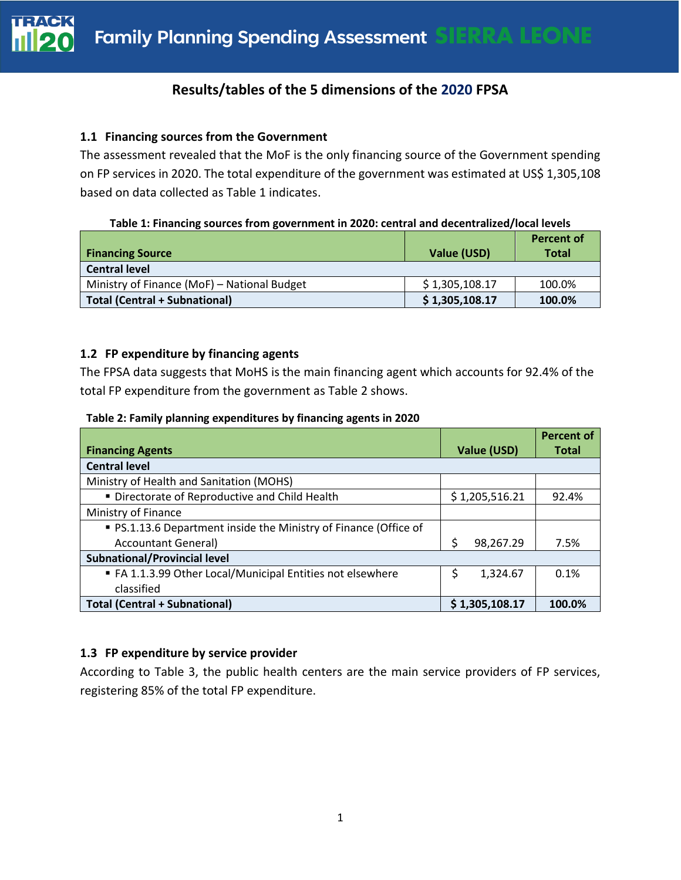## Results/tables of the 5 dimensions of the 2020 FPSA

### 1.1 Financing sources from the Government

The assessment revealed that the MoF is the only financing source of the Government spending on FP services in 2020. The total expenditure of the government was estimated at US$ 1,305,108 based on data collected as Table 1 indicates.

**Table 1: Financing sources from government in 2020: central and decentralized/local levels**

| Financing Source | Value (USD) | Percent of Total |
|---|---|---|
| **Central level** | | |
| Ministry of Finance (MoF) – National Budget | $ 1,305,108.17 | 100.0% |
| **Total (Central + Subnational)** | **$ 1,305,108.17** | **100.0%** |

### 1.2 FP expenditure by financing agents

The FPSA data suggests that MoHS is the main financing agent which accounts for 92.4% of the total FP expenditure from the government as Table 2 shows.

**Table 2: Family planning expenditures by financing agents in 2020**

| Financing Agents | Value (USD) | Percent of Total |
|---|---|---|
| **Central level** | | |
| Ministry of Health and Sanitation (MOHS) | | |
| ▪ Directorate of Reproductive and Child Health | $ 1,205,516.21 | 92.4% |
| Ministry of Finance | | |
| ▪ PS.1.13.6 Department inside the Ministry of Finance (Office of Accountant General) | $ 98,267.29 | 7.5% |
| **Subnational/Provincial level** | | |
| ▪ FA 1.1.3.99 Other Local/Municipal Entities not elsewhere classified | $ 1,324.67 | 0.1% |
| **Total (Central + Subnational)** | **$ 1,305,108.17** | **100.0%** |

### 1.3 FP expenditure by service provider

According to Table 3, the public health centers are the main service providers of FP services, registering 85% of the total FP expenditure.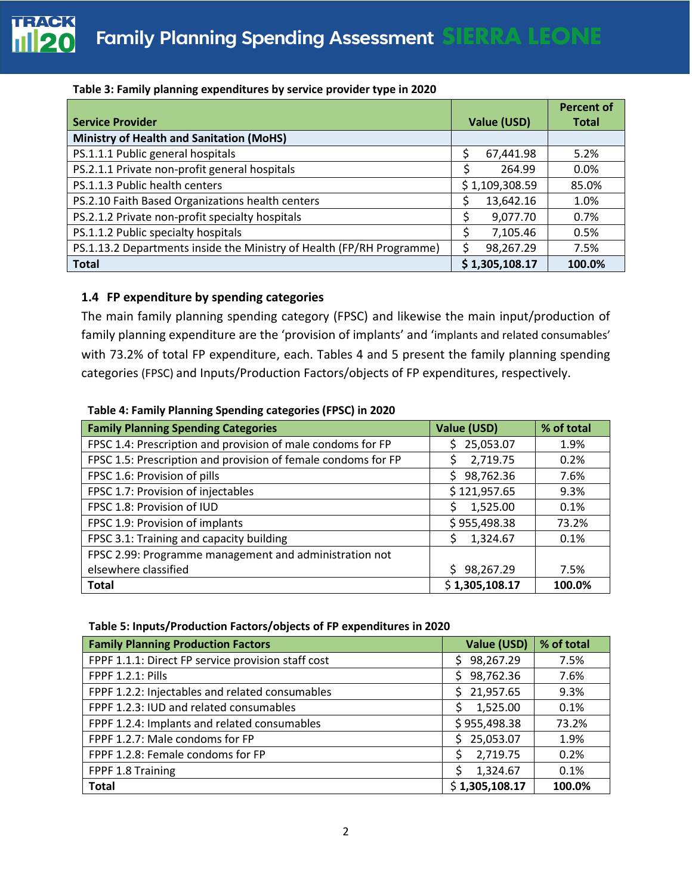**Table 3: Family planning expenditures by service provider type in 2020**

| Service Provider | Value (USD) | Percent of Total |
|---|---|---|
| **Ministry of Health and Sanitation (MoHS)** | | |
| PS.1.1.1 Public general hospitals | $ 67,441.98 | 5.2% |
| PS.2.1.1 Private non-profit general hospitals | $ 264.99 | 0.0% |
| PS.1.1.3 Public health centers | $ 1,109,308.59 | 85.0% |
| PS.2.10 Faith Based Organizations health centers | $ 13,642.16 | 1.0% |
| PS.2.1.2 Private non-profit specialty hospitals | $ 9,077.70 | 0.7% |
| PS.1.1.2 Public specialty hospitals | $ 7,105.46 | 0.5% |
| PS.1.13.2 Departments inside the Ministry of Health (FP/RH Programme) | $ 98,267.29 | 7.5% |
| **Total** | **$ 1,305,108.17** | **100.0%** |

### 1.4 FP expenditure by spending categories

The main family planning spending category (FPSC) and likewise the main input/production of family planning expenditure are the 'provision of implants' and 'implants and related consumables' with 73.2% of total FP expenditure, each. Tables 4 and 5 present the family planning spending categories (FPSC) and Inputs/Production Factors/objects of FP expenditures, respectively.

**Table 4: Family Planning Spending categories (FPSC) in 2020**

| Family Planning Spending Categories | Value (USD) | % of total |
|---|---|---|
| FPSC 1.4: Prescription and provision of male condoms for FP | $ 25,053.07 | 1.9% |
| FPSC 1.5: Prescription and provision of female condoms for FP | $ 2,719.75 | 0.2% |
| FPSC 1.6: Provision of pills | $ 98,762.36 | 7.6% |
| FPSC 1.7: Provision of injectables | $ 121,957.65 | 9.3% |
| FPSC 1.8: Provision of IUD | $ 1,525.00 | 0.1% |
| FPSC 1.9: Provision of implants | $ 955,498.38 | 73.2% |
| FPSC 3.1: Training and capacity building | $ 1,324.67 | 0.1% |
| FPSC 2.99: Programme management and administration not elsewhere classified | $ 98,267.29 | 7.5% |
| **Total** | **$ 1,305,108.17** | **100.0%** |

**Table 5: Inputs/Production Factors/objects of FP expenditures in 2020**

| Family Planning Production Factors | Value (USD) | % of total |
|---|---|---|
| FPPF 1.1.1: Direct FP service provision staff cost | $ 98,267.29 | 7.5% |
| FPPF 1.2.1: Pills | $ 98,762.36 | 7.6% |
| FPPF 1.2.2: Injectables and related consumables | $ 21,957.65 | 9.3% |
| FPPF 1.2.3: IUD and related consumables | $ 1,525.00 | 0.1% |
| FPPF 1.2.4: Implants and related consumables | $ 955,498.38 | 73.2% |
| FPPF 1.2.7: Male condoms for FP | $ 25,053.07 | 1.9% |
| FPPF 1.2.8: Female condoms for FP | $ 2,719.75 | 0.2% |
| FPPF 1.8 Training | $ 1,324.67 | 0.1% |
| **Total** | **$ 1,305,108.17** | **100.0%** |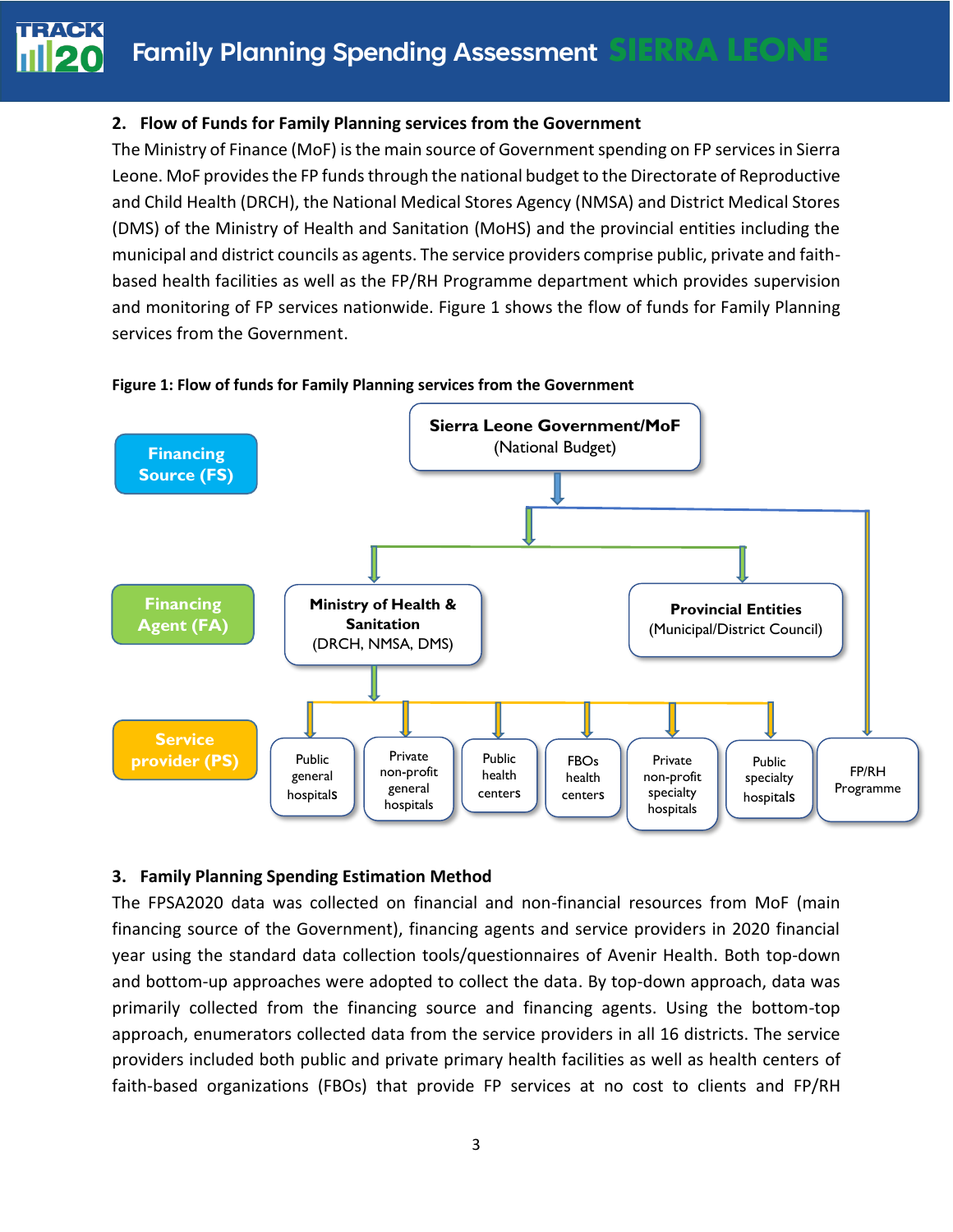## 2. Flow of Funds for Family Planning services from the Government

The Ministry of Finance (MoF) is the main source of Government spending on FP services in Sierra Leone. MoF provides the FP funds through the national budget to the Directorate of Reproductive and Child Health (DRCH), the National Medical Stores Agency (NMSA) and District Medical Stores (DMS) of the Ministry of Health and Sanitation (MoHS) and the provincial entities including the municipal and district councils as agents. The service providers comprise public, private and faith-based health facilities as well as the FP/RH Programme department which provides supervision and monitoring of FP services nationwide. Figure 1 shows the flow of funds for Family Planning services from the Government.

**Figure 1: Flow of funds for Family Planning services from the Government**

Financing Source (FS): **Sierra Leone Government/MoF** (National Budget)

Financing Agent (FA): **Ministry of Health & Sanitation** (DRCH, NMSA, DMS); **Provincial Entities** (Municipal/District Council)

Service provider (PS): Public general hospitals; Private non-profit general hospitals; Public health centers; FBOs health centers; Private non-profit specialty hospitals; Public specialty hospitals; FP/RH Programme

## 3. Family Planning Spending Estimation Method

The FPSA2020 data was collected on financial and non-financial resources from MoF (main financing source of the Government), financing agents and service providers in 2020 financial year using the standard data collection tools/questionnaires of Avenir Health. Both top-down and bottom-up approaches were adopted to collect the data. By top-down approach, data was primarily collected from the financing source and financing agents. Using the bottom-top approach, enumerators collected data from the service providers in all 16 districts. The service providers included both public and private primary health facilities as well as health centers of faith-based organizations (FBOs) that provide FP services at no cost to clients and FP/RH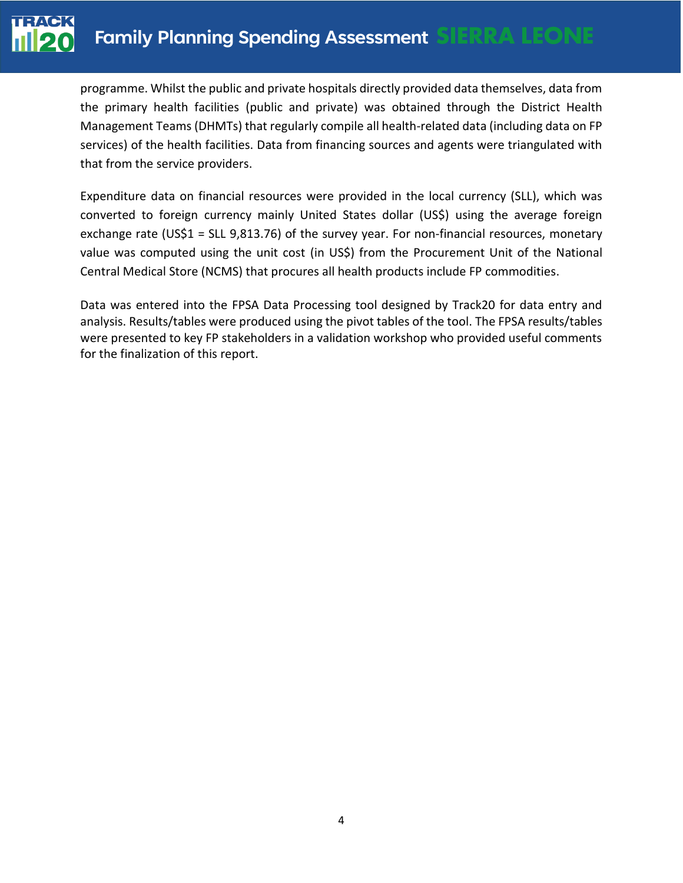programme. Whilst the public and private hospitals directly provided data themselves, data from the primary health facilities (public and private) was obtained through the District Health Management Teams (DHMTs) that regularly compile all health-related data (including data on FP services) of the health facilities. Data from financing sources and agents were triangulated with that from the service providers.

Expenditure data on financial resources were provided in the local currency (SLL), which was converted to foreign currency mainly United States dollar (US$) using the average foreign exchange rate (US$1 = SLL 9,813.76) of the survey year. For non-financial resources, monetary value was computed using the unit cost (in US$) from the Procurement Unit of the National Central Medical Store (NCMS) that procures all health products include FP commodities.

Data was entered into the FPSA Data Processing tool designed by Track20 for data entry and analysis. Results/tables were produced using the pivot tables of the tool. The FPSA results/tables were presented to key FP stakeholders in a validation workshop who provided useful comments for the finalization of this report.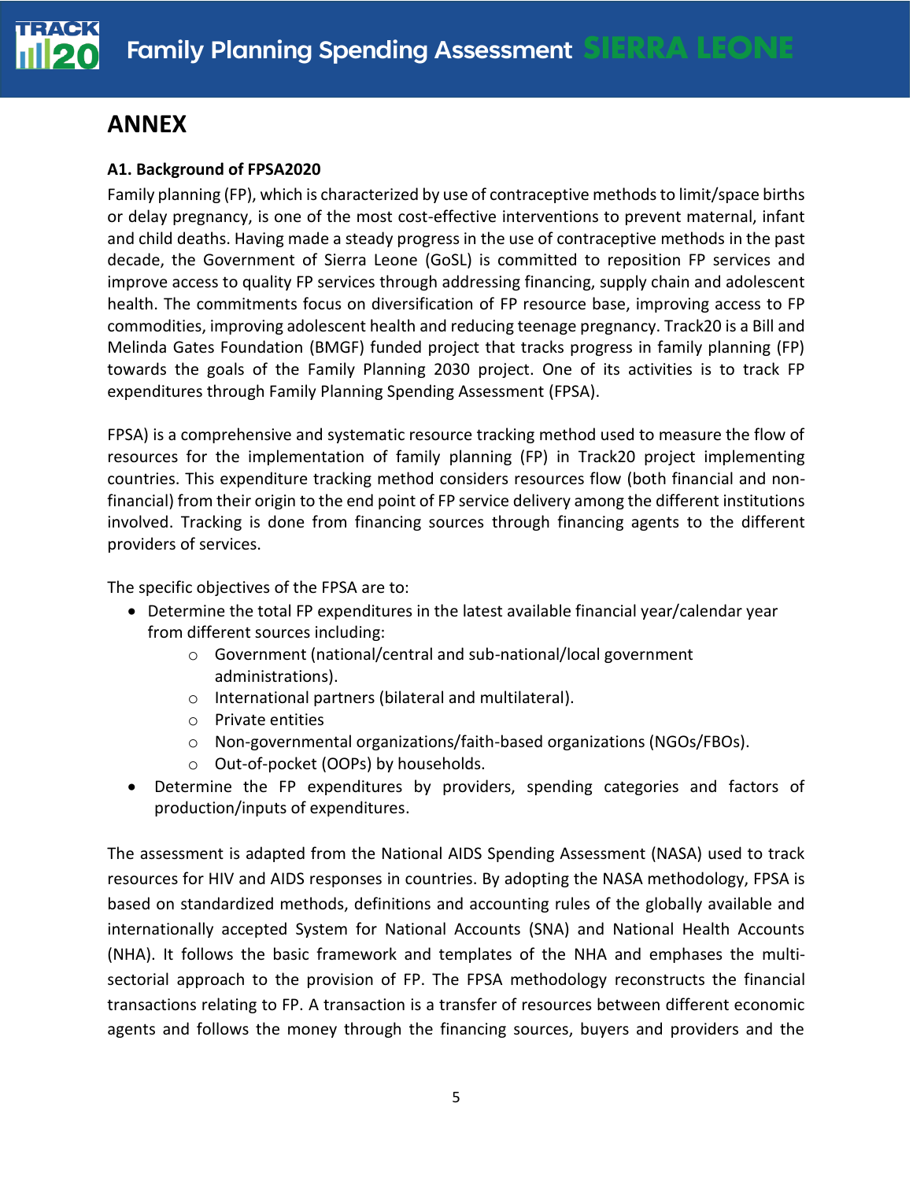# ANNEX

### A1. Background of FPSA2020

Family planning (FP), which is characterized by use of contraceptive methods to limit/space births or delay pregnancy, is one of the most cost-effective interventions to prevent maternal, infant and child deaths. Having made a steady progress in the use of contraceptive methods in the past decade, the Government of Sierra Leone (GoSL) is committed to reposition FP services and improve access to quality FP services through addressing financing, supply chain and adolescent health. The commitments focus on diversification of FP resource base, improving access to FP commodities, improving adolescent health and reducing teenage pregnancy. Track20 is a Bill and Melinda Gates Foundation (BMGF) funded project that tracks progress in family planning (FP) towards the goals of the Family Planning 2030 project. One of its activities is to track FP expenditures through Family Planning Spending Assessment (FPSA).

FPSA) is a comprehensive and systematic resource tracking method used to measure the flow of resources for the implementation of family planning (FP) in Track20 project implementing countries. This expenditure tracking method considers resources flow (both financial and non-financial) from their origin to the end point of FP service delivery among the different institutions involved. Tracking is done from financing sources through financing agents to the different providers of services.

The specific objectives of the FPSA are to:

- Determine the total FP expenditures in the latest available financial year/calendar year from different sources including:
  - Government (national/central and sub-national/local government administrations).
  - International partners (bilateral and multilateral).
  - Private entities
  - Non-governmental organizations/faith-based organizations (NGOs/FBOs).
  - Out-of-pocket (OOPs) by households.
- Determine the FP expenditures by providers, spending categories and factors of production/inputs of expenditures.

The assessment is adapted from the National AIDS Spending Assessment (NASA) used to track resources for HIV and AIDS responses in countries. By adopting the NASA methodology, FPSA is based on standardized methods, definitions and accounting rules of the globally available and internationally accepted System for National Accounts (SNA) and National Health Accounts (NHA). It follows the basic framework and templates of the NHA and emphases the multi-sectorial approach to the provision of FP. The FPSA methodology reconstructs the financial transactions relating to FP. A transaction is a transfer of resources between different economic agents and follows the money through the financing sources, buyers and providers and the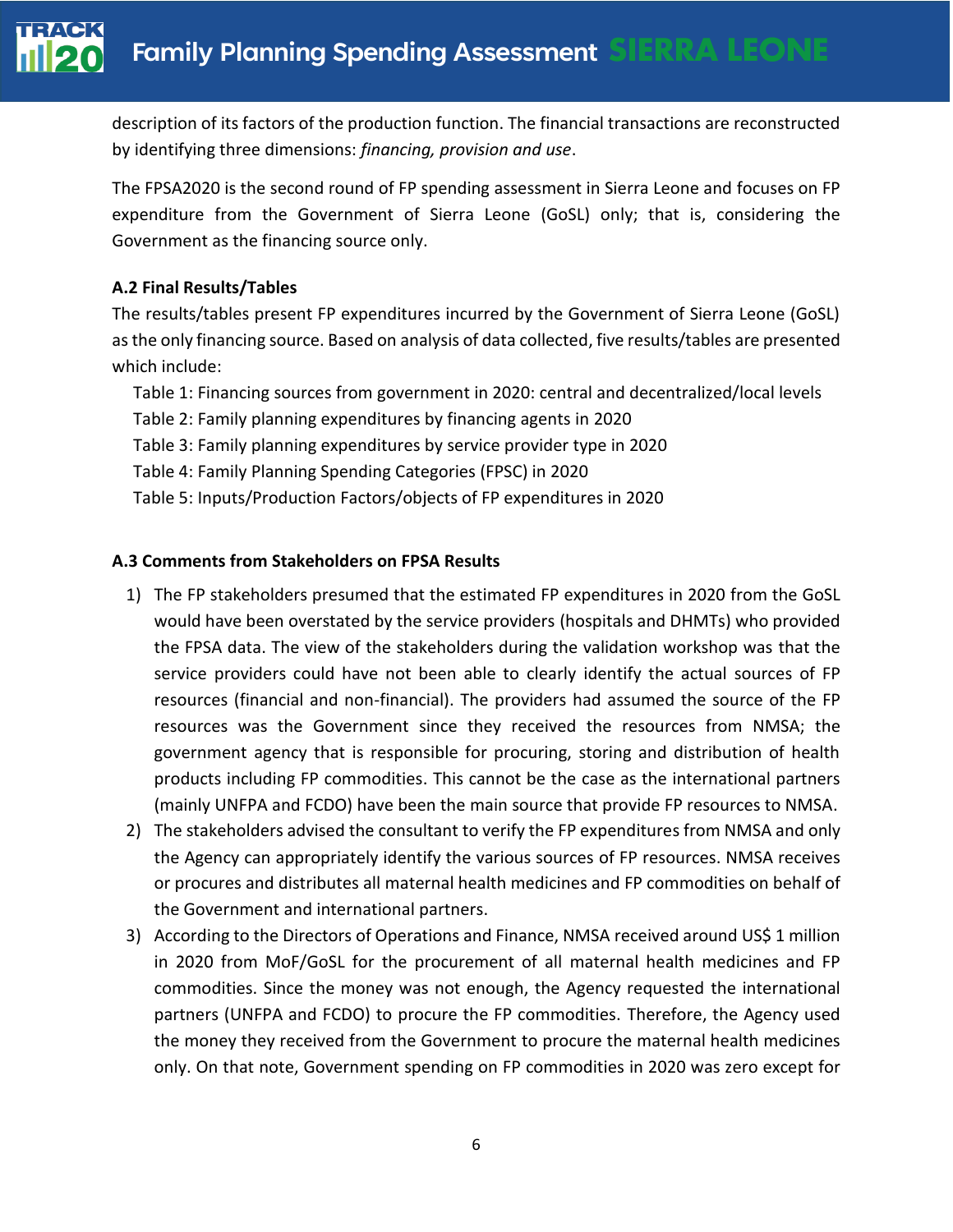description of its factors of the production function. The financial transactions are reconstructed by identifying three dimensions: *financing, provision and use*.

The FPSA2020 is the second round of FP spending assessment in Sierra Leone and focuses on FP expenditure from the Government of Sierra Leone (GoSL) only; that is, considering the Government as the financing source only.

### A.2 Final Results/Tables

The results/tables present FP expenditures incurred by the Government of Sierra Leone (GoSL) as the only financing source. Based on analysis of data collected, five results/tables are presented which include:

Table 1: Financing sources from government in 2020: central and decentralized/local levels
Table 2: Family planning expenditures by financing agents in 2020
Table 3: Family planning expenditures by service provider type in 2020
Table 4: Family Planning Spending Categories (FPSC) in 2020
Table 5: Inputs/Production Factors/objects of FP expenditures in 2020

### A.3 Comments from Stakeholders on FPSA Results

1) The FP stakeholders presumed that the estimated FP expenditures in 2020 from the GoSL would have been overstated by the service providers (hospitals and DHMTs) who provided the FPSA data. The view of the stakeholders during the validation workshop was that the service providers could have not been able to clearly identify the actual sources of FP resources (financial and non-financial). The providers had assumed the source of the FP resources was the Government since they received the resources from NMSA; the government agency that is responsible for procuring, storing and distribution of health products including FP commodities. This cannot be the case as the international partners (mainly UNFPA and FCDO) have been the main source that provide FP resources to NMSA.
2) The stakeholders advised the consultant to verify the FP expenditures from NMSA and only the Agency can appropriately identify the various sources of FP resources. NMSA receives or procures and distributes all maternal health medicines and FP commodities on behalf of the Government and international partners.
3) According to the Directors of Operations and Finance, NMSA received around US$ 1 million in 2020 from MoF/GoSL for the procurement of all maternal health medicines and FP commodities. Since the money was not enough, the Agency requested the international partners (UNFPA and FCDO) to procure the FP commodities. Therefore, the Agency used the money they received from the Government to procure the maternal health medicines only. On that note, Government spending on FP commodities in 2020 was zero except for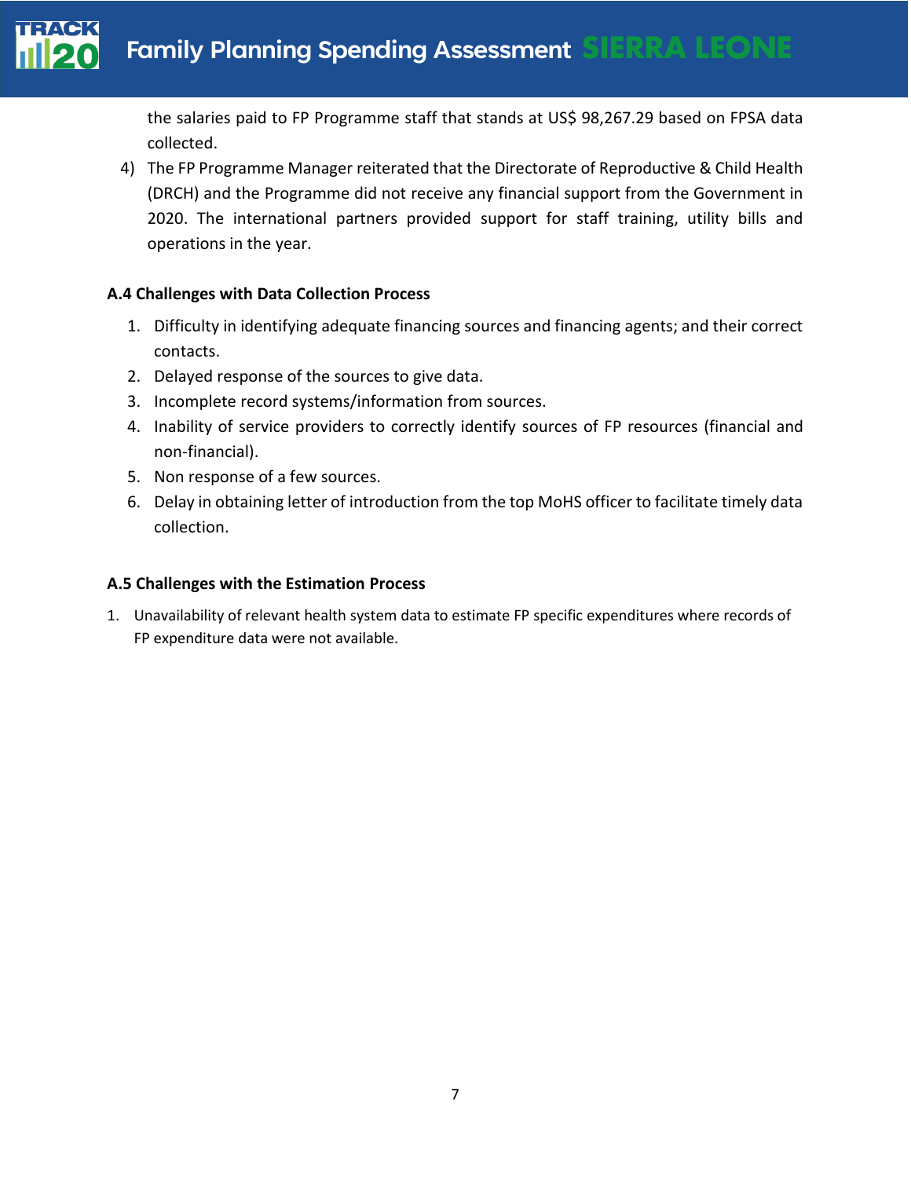the salaries paid to FP Programme staff that stands at US$ 98,267.29 based on FPSA data collected.

4) The FP Programme Manager reiterated that the Directorate of Reproductive & Child Health (DRCH) and the Programme did not receive any financial support from the Government in 2020. The international partners provided support for staff training, utility bills and operations in the year.

### A.4 Challenges with Data Collection Process

1. Difficulty in identifying adequate financing sources and financing agents; and their correct contacts.
2. Delayed response of the sources to give data.
3. Incomplete record systems/information from sources.
4. Inability of service providers to correctly identify sources of FP resources (financial and non-financial).
5. Non response of a few sources.
6. Delay in obtaining letter of introduction from the top MoHS officer to facilitate timely data collection.

### A.5 Challenges with the Estimation Process

1. Unavailability of relevant health system data to estimate FP specific expenditures where records of FP expenditure data were not available.